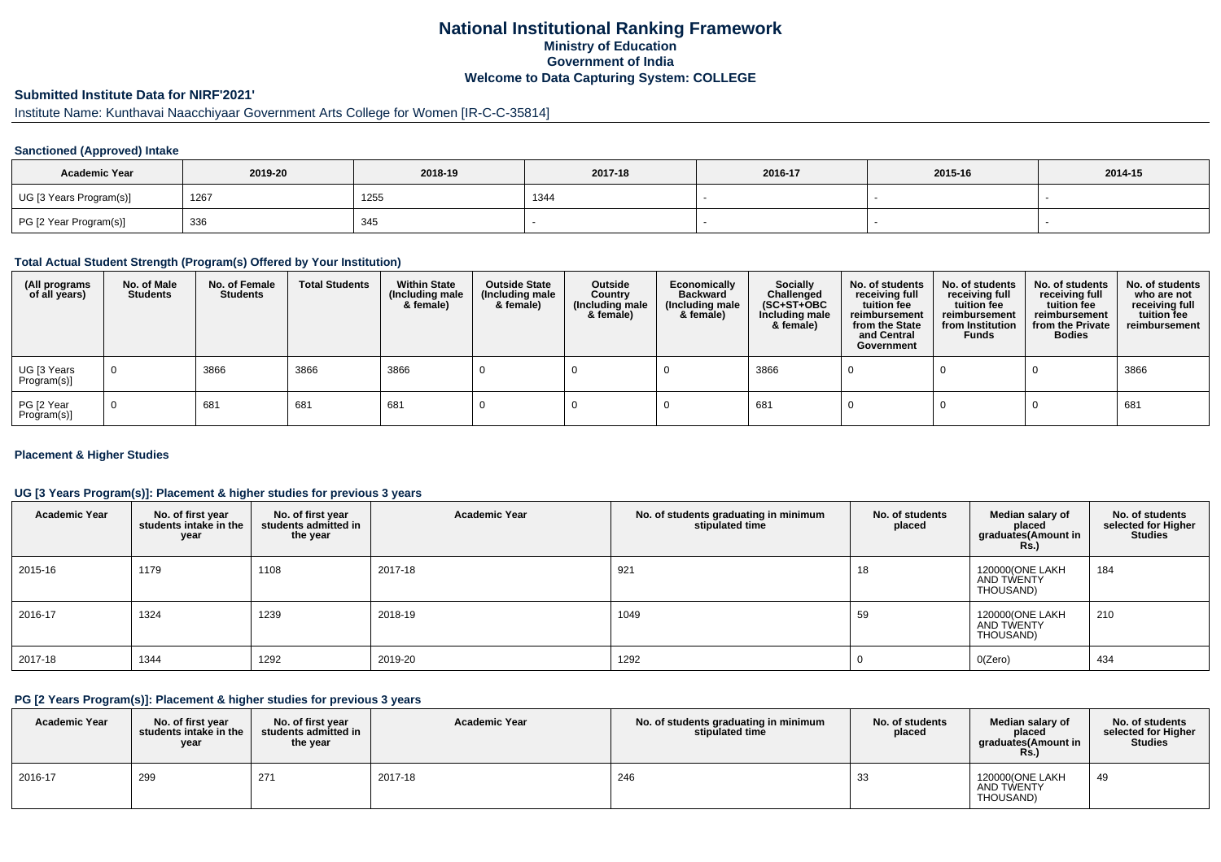# National Institutional Ranking Framework

## Ministry of Education

## Government of India

## Welcome to Data Capturing System: COLLEGE

### Submitted Institute Data for NIRF'2021'

Institute Name: Kunthavai Naacchiyaar Government Arts College for Women [IR-C-C-35814]

#### Sanctioned (Approved) Intake

| Academic Year | 2019-20 | 2018-19 | 2017-18 | 2016-17 | 2015-16 | 2014-15 |
|---|---|---|---|---|---|---|
| UG [3 Years Program(s)] | 1267 | 1255 | 1344 | - | - | - |
| PG [2 Year Program(s)] | 336 | 345 | - | - | - | - |

#### Total Actual Student Strength (Program(s) Offered by Your Institution)

| (All programs of all years) | No. of Male Students | No. of Female Students | Total Students | Within State (Including male & female) | Outside State (Including male & female) | Outside Country (Including male & female) | Economically Backward (Including male & female) | Socially Challenged (SC+ST+OBC Including male & female) | No. of students receiving full tuition fee reimbursement from the State and Central Government | No. of students receiving full tuition fee reimbursement from Institution Funds | No. of students receiving full tuition fee reimbursement from the Private Bodies | No. of students who are not receiving full tuition fee reimbursement |
|---|---|---|---|---|---|---|---|---|---|---|---|---|
| UG [3 Years Program(s)] | 0 | 3866 | 3866 | 3866 | 0 | 0 | 0 | 3866 | 0 | 0 | 0 | 3866 |
| PG [2 Year Program(s)] | 0 | 681 | 681 | 681 | 0 | 0 | 0 | 681 | 0 | 0 | 0 | 681 |

#### Placement & Higher Studies

#### UG [3 Years Program(s)]: Placement & higher studies for previous 3 years

| Academic Year | No. of first year students intake in the year | No. of first year students admitted in the year | Academic Year | No. of students graduating in minimum stipulated time | No. of students placed | Median salary of placed graduates(Amount in Rs.) | No. of students selected for Higher Studies |
|---|---|---|---|---|---|---|---|
| 2015-16 | 1179 | 1108 | 2017-18 | 921 | 18 | 120000(ONE LAKH AND TWENTY THOUSAND) | 184 |
| 2016-17 | 1324 | 1239 | 2018-19 | 1049 | 59 | 120000(ONE LAKH AND TWENTY THOUSAND) | 210 |
| 2017-18 | 1344 | 1292 | 2019-20 | 1292 | 0 | 0(Zero) | 434 |

#### PG [2 Years Program(s)]: Placement & higher studies for previous 3 years

| Academic Year | No. of first year students intake in the year | No. of first year students admitted in the year | Academic Year | No. of students graduating in minimum stipulated time | No. of students placed | Median salary of placed graduates(Amount in Rs.) | No. of students selected for Higher Studies |
|---|---|---|---|---|---|---|---|
| 2016-17 | 299 | 271 | 2017-18 | 246 | 33 | 120000(ONE LAKH AND TWENTY THOUSAND) | 49 |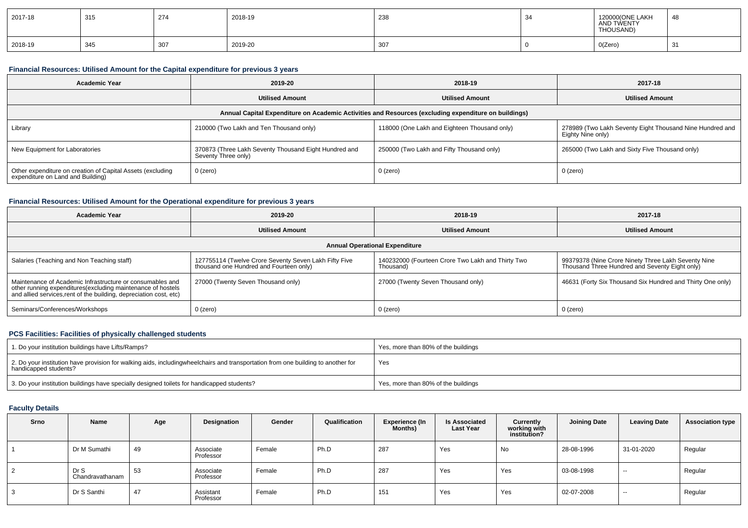| 2017-18 | 315 | 274 | 2018-19 | 238 | 34 | 120000(ONE LAKH AND TWENTY THOUSAND) | 48 |
|---|---|---|---|---|---|---|---|
| 2018-19 | 345 | 307 | 2019-20 | 307 | 0 | 0(Zero) | 31 |

### Financial Resources: Utilised Amount for the Capital expenditure for previous 3 years

| Academic Year | 2019-20 | 2018-19 | 2017-18 |
|---|---|---|---|
| | Utilised Amount | Utilised Amount | Utilised Amount |
| Annual Capital Expenditure on Academic Activities and Resources (excluding expenditure on buildings) | | | |
| Library | 210000 (Two Lakh and Ten Thousand only) | 118000 (One Lakh and Eighteen Thousand only) | 278989 (Two Lakh Seventy Eight Thousand Nine Hundred and Eighty Nine only) |
| New Equipment for Laboratories | 370873 (Three Lakh Seventy Thousand Eight Hundred and Seventy Three only) | 250000 (Two Lakh and Fifty Thousand only) | 265000 (Two Lakh and Sixty Five Thousand only) |
| Other expenditure on creation of Capital Assets (excluding expenditure on Land and Building) | 0 (zero) | 0 (zero) | 0 (zero) |

### Financial Resources: Utilised Amount for the Operational expenditure for previous 3 years

| Academic Year | 2019-20 | 2018-19 | 2017-18 |
|---|---|---|---|
| | Utilised Amount | Utilised Amount | Utilised Amount |
| Annual Operational Expenditure | | | |
| Salaries (Teaching and Non Teaching staff) | 127755114 (Twelve Crore Seventy Seven Lakh Fifty Five thousand one Hundred and Fourteen only) | 140232000 (Fourteen Crore Two Lakh and Thirty Two Thousand) | 99379378 (Nine Crore Ninety Three Lakh Seventy Nine Thousand Three Hundred and Seventy Eight only) |
| Maintenance of Academic Infrastructure or consumables and other running expenditures(excluding maintenance of hostels and allied services,rent of the building, depreciation cost, etc) | 27000 (Twenty Seven Thousand only) | 27000 (Twenty Seven Thousand only) | 46631 (Forty Six Thousand Six Hundred and Thirty One only) |
| Seminars/Conferences/Workshops | 0 (zero) | 0 (zero) | 0 (zero) |

### PCS Facilities: Facilities of physically challenged students

| Question | Response |
|---|---|
| 1. Do your institution buildings have Lifts/Ramps? | Yes, more than 80% of the buildings |
| 2. Do your institution have provision for walking aids, includingwheelchairs and transportation from one building to another for handicapped students? | Yes |
| 3. Do your institution buildings have specially designed toilets for handicapped students? | Yes, more than 80% of the buildings |

### Faculty Details

| Srno | Name | Age | Designation | Gender | Qualification | Experience (In Months) | Is Associated Last Year | Currently working with institution? | Joining Date | Leaving Date | Association type |
|---|---|---|---|---|---|---|---|---|---|---|---|
| 1 | Dr M Sumathi | 49 | Associate Professor | Female | Ph.D | 287 | Yes | No | 28-08-1996 | 31-01-2020 | Regular |
| 2 | Dr S Chandravathanam | 53 | Associate Professor | Female | Ph.D | 287 | Yes | Yes | 03-08-1998 | -- | Regular |
| 3 | Dr S Santhi | 47 | Assistant Professor | Female | Ph.D | 151 | Yes | Yes | 02-07-2008 | -- | Regular |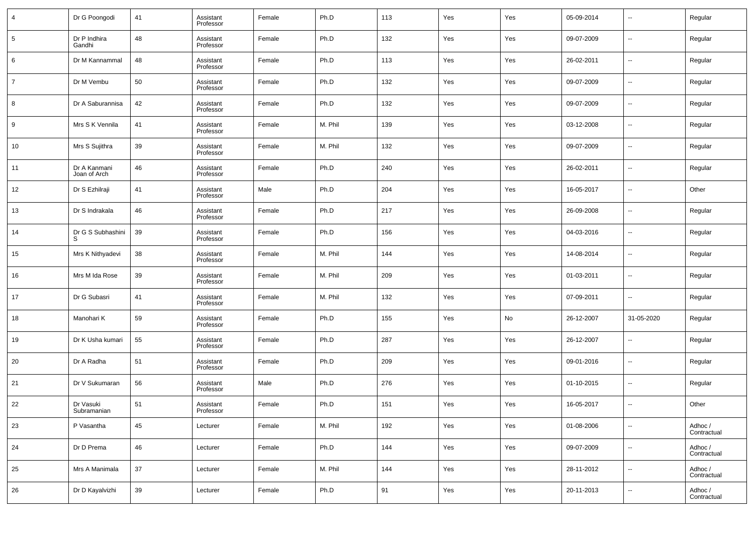| 4 | Dr G Poongodi | 41 | Assistant Professor | Female | Ph.D | 113 | Yes | Yes | 05-09-2014 | -- | Regular |
|---|---|---|---|---|---|---|---|---|---|---|---|
| 5 | Dr P Indhira Gandhi | 48 | Assistant Professor | Female | Ph.D | 132 | Yes | Yes | 09-07-2009 | -- | Regular |
| 6 | Dr M Kannammal | 48 | Assistant Professor | Female | Ph.D | 113 | Yes | Yes | 26-02-2011 | -- | Regular |
| 7 | Dr M Vembu | 50 | Assistant Professor | Female | Ph.D | 132 | Yes | Yes | 09-07-2009 | -- | Regular |
| 8 | Dr A Saburannisa | 42 | Assistant Professor | Female | Ph.D | 132 | Yes | Yes | 09-07-2009 | -- | Regular |
| 9 | Mrs S K Vennila | 41 | Assistant Professor | Female | M. Phil | 139 | Yes | Yes | 03-12-2008 | -- | Regular |
| 10 | Mrs S Sujithra | 39 | Assistant Professor | Female | M. Phil | 132 | Yes | Yes | 09-07-2009 | -- | Regular |
| 11 | Dr A Kanmani Joan of Arch | 46 | Assistant Professor | Female | Ph.D | 240 | Yes | Yes | 26-02-2011 | -- | Regular |
| 12 | Dr S Ezhilraji | 41 | Assistant Professor | Male | Ph.D | 204 | Yes | Yes | 16-05-2017 | -- | Other |
| 13 | Dr S Indrakala | 46 | Assistant Professor | Female | Ph.D | 217 | Yes | Yes | 26-09-2008 | -- | Regular |
| 14 | Dr G S Subhashini S | 39 | Assistant Professor | Female | Ph.D | 156 | Yes | Yes | 04-03-2016 | -- | Regular |
| 15 | Mrs K Nithyadevi | 38 | Assistant Professor | Female | M. Phil | 144 | Yes | Yes | 14-08-2014 | -- | Regular |
| 16 | Mrs M Ida Rose | 39 | Assistant Professor | Female | M. Phil | 209 | Yes | Yes | 01-03-2011 | -- | Regular |
| 17 | Dr G Subasri | 41 | Assistant Professor | Female | M. Phil | 132 | Yes | Yes | 07-09-2011 | -- | Regular |
| 18 | Manohari K | 59 | Assistant Professor | Female | Ph.D | 155 | Yes | No | 26-12-2007 | 31-05-2020 | Regular |
| 19 | Dr K Usha kumari | 55 | Assistant Professor | Female | Ph.D | 287 | Yes | Yes | 26-12-2007 | -- | Regular |
| 20 | Dr A Radha | 51 | Assistant Professor | Female | Ph.D | 209 | Yes | Yes | 09-01-2016 | -- | Regular |
| 21 | Dr V Sukumaran | 56 | Assistant Professor | Male | Ph.D | 276 | Yes | Yes | 01-10-2015 | -- | Regular |
| 22 | Dr Vasuki Subramanian | 51 | Assistant Professor | Female | Ph.D | 151 | Yes | Yes | 16-05-2017 | -- | Other |
| 23 | P Vasantha | 45 | Lecturer | Female | M. Phil | 192 | Yes | Yes | 01-08-2006 | -- | Adhoc / Contractual |
| 24 | Dr D Prema | 46 | Lecturer | Female | Ph.D | 144 | Yes | Yes | 09-07-2009 | -- | Adhoc / Contractual |
| 25 | Mrs A Manimala | 37 | Lecturer | Female | M. Phil | 144 | Yes | Yes | 28-11-2012 | -- | Adhoc / Contractual |
| 26 | Dr D Kayalvizhi | 39 | Lecturer | Female | Ph.D | 91 | Yes | Yes | 20-11-2013 | -- | Adhoc / Contractual |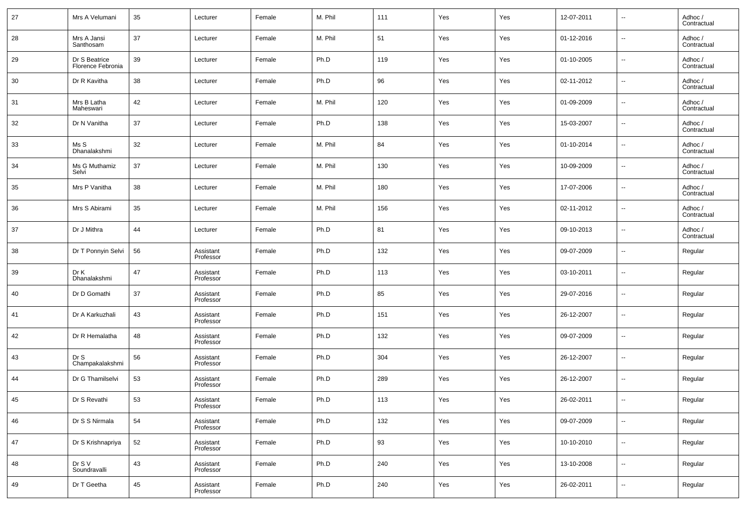| 27 | Mrs A Velumani | 35 | Lecturer | Female | M. Phil | 111 | Yes | Yes | 12-07-2011 | -- | Adhoc / Contractual |
|---|---|---|---|---|---|---|---|---|---|---|---|
| 28 | Mrs A Jansi Santhosam | 37 | Lecturer | Female | M. Phil | 51 | Yes | Yes | 01-12-2016 | -- | Adhoc / Contractual |
| 29 | Dr S Beatrice Florence Febronia | 39 | Lecturer | Female | Ph.D | 119 | Yes | Yes | 01-10-2005 | -- | Adhoc / Contractual |
| 30 | Dr R Kavitha | 38 | Lecturer | Female | Ph.D | 96 | Yes | Yes | 02-11-2012 | -- | Adhoc / Contractual |
| 31 | Mrs B Latha Maheswari | 42 | Lecturer | Female | M. Phil | 120 | Yes | Yes | 01-09-2009 | -- | Adhoc / Contractual |
| 32 | Dr N Vanitha | 37 | Lecturer | Female | Ph.D | 138 | Yes | Yes | 15-03-2007 | -- | Adhoc / Contractual |
| 33 | Ms S Dhanalakshmi | 32 | Lecturer | Female | M. Phil | 84 | Yes | Yes | 01-10-2014 | -- | Adhoc / Contractual |
| 34 | Ms G Muthamiz Selvi | 37 | Lecturer | Female | M. Phil | 130 | Yes | Yes | 10-09-2009 | -- | Adhoc / Contractual |
| 35 | Mrs P Vanitha | 38 | Lecturer | Female | M. Phil | 180 | Yes | Yes | 17-07-2006 | -- | Adhoc / Contractual |
| 36 | Mrs S Abirami | 35 | Lecturer | Female | M. Phil | 156 | Yes | Yes | 02-11-2012 | -- | Adhoc / Contractual |
| 37 | Dr J Mithra | 44 | Lecturer | Female | Ph.D | 81 | Yes | Yes | 09-10-2013 | -- | Adhoc / Contractual |
| 38 | Dr T Ponnyin Selvi | 56 | Assistant Professor | Female | Ph.D | 132 | Yes | Yes | 09-07-2009 | -- | Regular |
| 39 | Dr K Dhanalakshmi | 47 | Assistant Professor | Female | Ph.D | 113 | Yes | Yes | 03-10-2011 | -- | Regular |
| 40 | Dr D Gomathi | 37 | Assistant Professor | Female | Ph.D | 85 | Yes | Yes | 29-07-2016 | -- | Regular |
| 41 | Dr A Karkuzhali | 43 | Assistant Professor | Female | Ph.D | 151 | Yes | Yes | 26-12-2007 | -- | Regular |
| 42 | Dr R Hemalatha | 48 | Assistant Professor | Female | Ph.D | 132 | Yes | Yes | 09-07-2009 | -- | Regular |
| 43 | Dr S Champakalakshmi | 56 | Assistant Professor | Female | Ph.D | 304 | Yes | Yes | 26-12-2007 | -- | Regular |
| 44 | Dr G Thamilselvi | 53 | Assistant Professor | Female | Ph.D | 289 | Yes | Yes | 26-12-2007 | -- | Regular |
| 45 | Dr S Revathi | 53 | Assistant Professor | Female | Ph.D | 113 | Yes | Yes | 26-02-2011 | -- | Regular |
| 46 | Dr S S Nirmala | 54 | Assistant Professor | Female | Ph.D | 132 | Yes | Yes | 09-07-2009 | -- | Regular |
| 47 | Dr S Krishnapriya | 52 | Assistant Professor | Female | Ph.D | 93 | Yes | Yes | 10-10-2010 | -- | Regular |
| 48 | Dr S V Soundravalli | 43 | Assistant Professor | Female | Ph.D | 240 | Yes | Yes | 13-10-2008 | -- | Regular |
| 49 | Dr T Geetha | 45 | Assistant Professor | Female | Ph.D | 240 | Yes | Yes | 26-02-2011 | -- | Regular |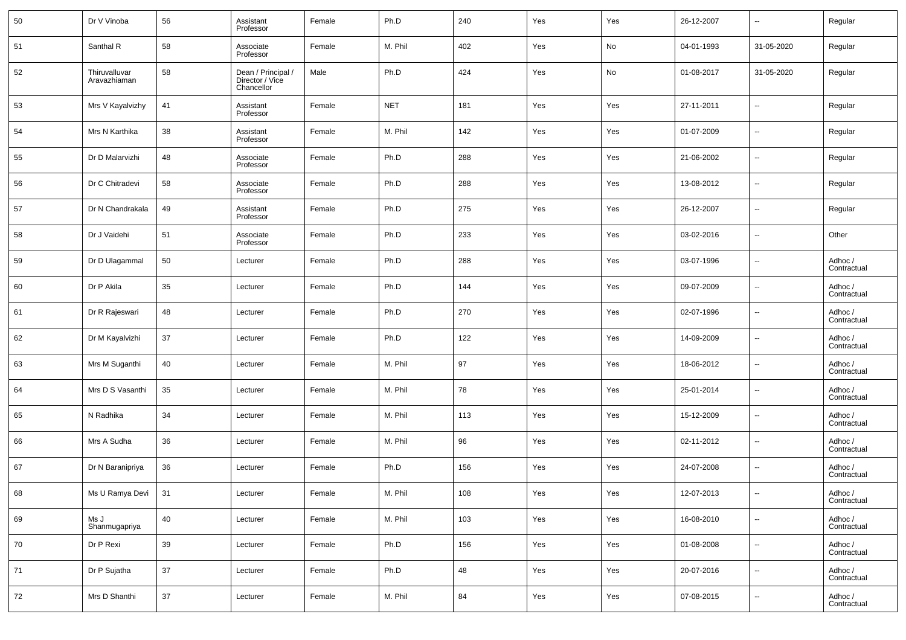| 50 | Dr V Vinoba | 56 | Assistant Professor | Female | Ph.D | 240 | Yes | Yes | 26-12-2007 | -- | Regular |
|---|---|---|---|---|---|---|---|---|---|---|---|
| 51 | Santhal R | 58 | Associate Professor | Female | M. Phil | 402 | Yes | No | 04-01-1993 | 31-05-2020 | Regular |
| 52 | Thiruvalluvar Aravazhiaman | 58 | Dean / Principal / Director / Vice Chancellor | Male | Ph.D | 424 | Yes | No | 01-08-2017 | 31-05-2020 | Regular |
| 53 | Mrs V Kayalvizhy | 41 | Assistant Professor | Female | NET | 181 | Yes | Yes | 27-11-2011 | -- | Regular |
| 54 | Mrs N Karthika | 38 | Assistant Professor | Female | M. Phil | 142 | Yes | Yes | 01-07-2009 | -- | Regular |
| 55 | Dr D Malarvizhi | 48 | Associate Professor | Female | Ph.D | 288 | Yes | Yes | 21-06-2002 | -- | Regular |
| 56 | Dr C Chitradevi | 58 | Associate Professor | Female | Ph.D | 288 | Yes | Yes | 13-08-2012 | -- | Regular |
| 57 | Dr N Chandrakala | 49 | Assistant Professor | Female | Ph.D | 275 | Yes | Yes | 26-12-2007 | -- | Regular |
| 58 | Dr J Vaidehi | 51 | Associate Professor | Female | Ph.D | 233 | Yes | Yes | 03-02-2016 | -- | Other |
| 59 | Dr D Ulagammal | 50 | Lecturer | Female | Ph.D | 288 | Yes | Yes | 03-07-1996 | -- | Adhoc / Contractual |
| 60 | Dr P Akila | 35 | Lecturer | Female | Ph.D | 144 | Yes | Yes | 09-07-2009 | -- | Adhoc / Contractual |
| 61 | Dr R Rajeswari | 48 | Lecturer | Female | Ph.D | 270 | Yes | Yes | 02-07-1996 | -- | Adhoc / Contractual |
| 62 | Dr M Kayalvizhi | 37 | Lecturer | Female | Ph.D | 122 | Yes | Yes | 14-09-2009 | -- | Adhoc / Contractual |
| 63 | Mrs M Suganthi | 40 | Lecturer | Female | M. Phil | 97 | Yes | Yes | 18-06-2012 | -- | Adhoc / Contractual |
| 64 | Mrs D S Vasanthi | 35 | Lecturer | Female | M. Phil | 78 | Yes | Yes | 25-01-2014 | -- | Adhoc / Contractual |
| 65 | N Radhika | 34 | Lecturer | Female | M. Phil | 113 | Yes | Yes | 15-12-2009 | -- | Adhoc / Contractual |
| 66 | Mrs A Sudha | 36 | Lecturer | Female | M. Phil | 96 | Yes | Yes | 02-11-2012 | -- | Adhoc / Contractual |
| 67 | Dr N Baranipriya | 36 | Lecturer | Female | Ph.D | 156 | Yes | Yes | 24-07-2008 | -- | Adhoc / Contractual |
| 68 | Ms U Ramya Devi | 31 | Lecturer | Female | M. Phil | 108 | Yes | Yes | 12-07-2013 | -- | Adhoc / Contractual |
| 69 | Ms J Shanmugapriya | 40 | Lecturer | Female | M. Phil | 103 | Yes | Yes | 16-08-2010 | -- | Adhoc / Contractual |
| 70 | Dr P Rexi | 39 | Lecturer | Female | Ph.D | 156 | Yes | Yes | 01-08-2008 | -- | Adhoc / Contractual |
| 71 | Dr P Sujatha | 37 | Lecturer | Female | Ph.D | 48 | Yes | Yes | 20-07-2016 | -- | Adhoc / Contractual |
| 72 | Mrs D Shanthi | 37 | Lecturer | Female | M. Phil | 84 | Yes | Yes | 07-08-2015 | -- | Adhoc / Contractual |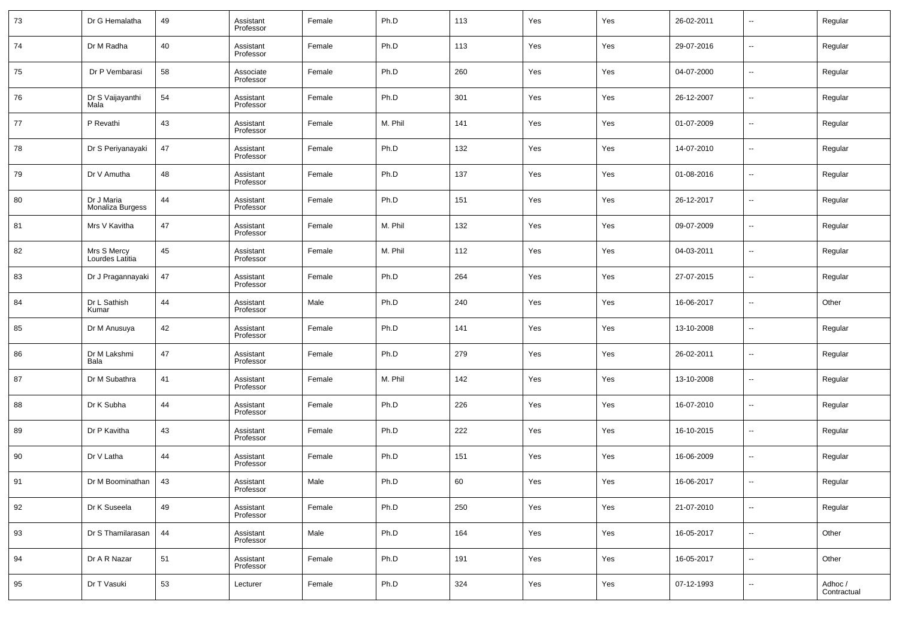| 73 | Dr G Hemalatha | 49 | Assistant Professor | Female | Ph.D | 113 | Yes | Yes | 26-02-2011 | -- | Regular |
|---|---|---|---|---|---|---|---|---|---|---|---|
| 74 | Dr M Radha | 40 | Assistant Professor | Female | Ph.D | 113 | Yes | Yes | 29-07-2016 | -- | Regular |
| 75 | Dr P Vembarasi | 58 | Associate Professor | Female | Ph.D | 260 | Yes | Yes | 04-07-2000 | -- | Regular |
| 76 | Dr S Vaijayanthi Mala | 54 | Assistant Professor | Female | Ph.D | 301 | Yes | Yes | 26-12-2007 | -- | Regular |
| 77 | P Revathi | 43 | Assistant Professor | Female | M. Phil | 141 | Yes | Yes | 01-07-2009 | -- | Regular |
| 78 | Dr S Periyanayaki | 47 | Assistant Professor | Female | Ph.D | 132 | Yes | Yes | 14-07-2010 | -- | Regular |
| 79 | Dr V Amutha | 48 | Assistant Professor | Female | Ph.D | 137 | Yes | Yes | 01-08-2016 | -- | Regular |
| 80 | Dr J Maria Monaliza Burgess | 44 | Assistant Professor | Female | Ph.D | 151 | Yes | Yes | 26-12-2017 | -- | Regular |
| 81 | Mrs V Kavitha | 47 | Assistant Professor | Female | M. Phil | 132 | Yes | Yes | 09-07-2009 | -- | Regular |
| 82 | Mrs S Mercy Lourdes Latitia | 45 | Assistant Professor | Female | M. Phil | 112 | Yes | Yes | 04-03-2011 | -- | Regular |
| 83 | Dr J Pragannayaki | 47 | Assistant Professor | Female | Ph.D | 264 | Yes | Yes | 27-07-2015 | -- | Regular |
| 84 | Dr L Sathish Kumar | 44 | Assistant Professor | Male | Ph.D | 240 | Yes | Yes | 16-06-2017 | -- | Other |
| 85 | Dr M Anusuya | 42 | Assistant Professor | Female | Ph.D | 141 | Yes | Yes | 13-10-2008 | -- | Regular |
| 86 | Dr M Lakshmi Bala | 47 | Assistant Professor | Female | Ph.D | 279 | Yes | Yes | 26-02-2011 | -- | Regular |
| 87 | Dr M Subathra | 41 | Assistant Professor | Female | M. Phil | 142 | Yes | Yes | 13-10-2008 | -- | Regular |
| 88 | Dr K Subha | 44 | Assistant Professor | Female | Ph.D | 226 | Yes | Yes | 16-07-2010 | -- | Regular |
| 89 | Dr P Kavitha | 43 | Assistant Professor | Female | Ph.D | 222 | Yes | Yes | 16-10-2015 | -- | Regular |
| 90 | Dr V Latha | 44 | Assistant Professor | Female | Ph.D | 151 | Yes | Yes | 16-06-2009 | -- | Regular |
| 91 | Dr M Boominathan | 43 | Assistant Professor | Male | Ph.D | 60 | Yes | Yes | 16-06-2017 | -- | Regular |
| 92 | Dr K Suseela | 49 | Assistant Professor | Female | Ph.D | 250 | Yes | Yes | 21-07-2010 | -- | Regular |
| 93 | Dr S Thamilarasan | 44 | Assistant Professor | Male | Ph.D | 164 | Yes | Yes | 16-05-2017 | -- | Other |
| 94 | Dr A R Nazar | 51 | Assistant Professor | Female | Ph.D | 191 | Yes | Yes | 16-05-2017 | -- | Other |
| 95 | Dr T Vasuki | 53 | Lecturer | Female | Ph.D | 324 | Yes | Yes | 07-12-1993 | -- | Adhoc / Contractual |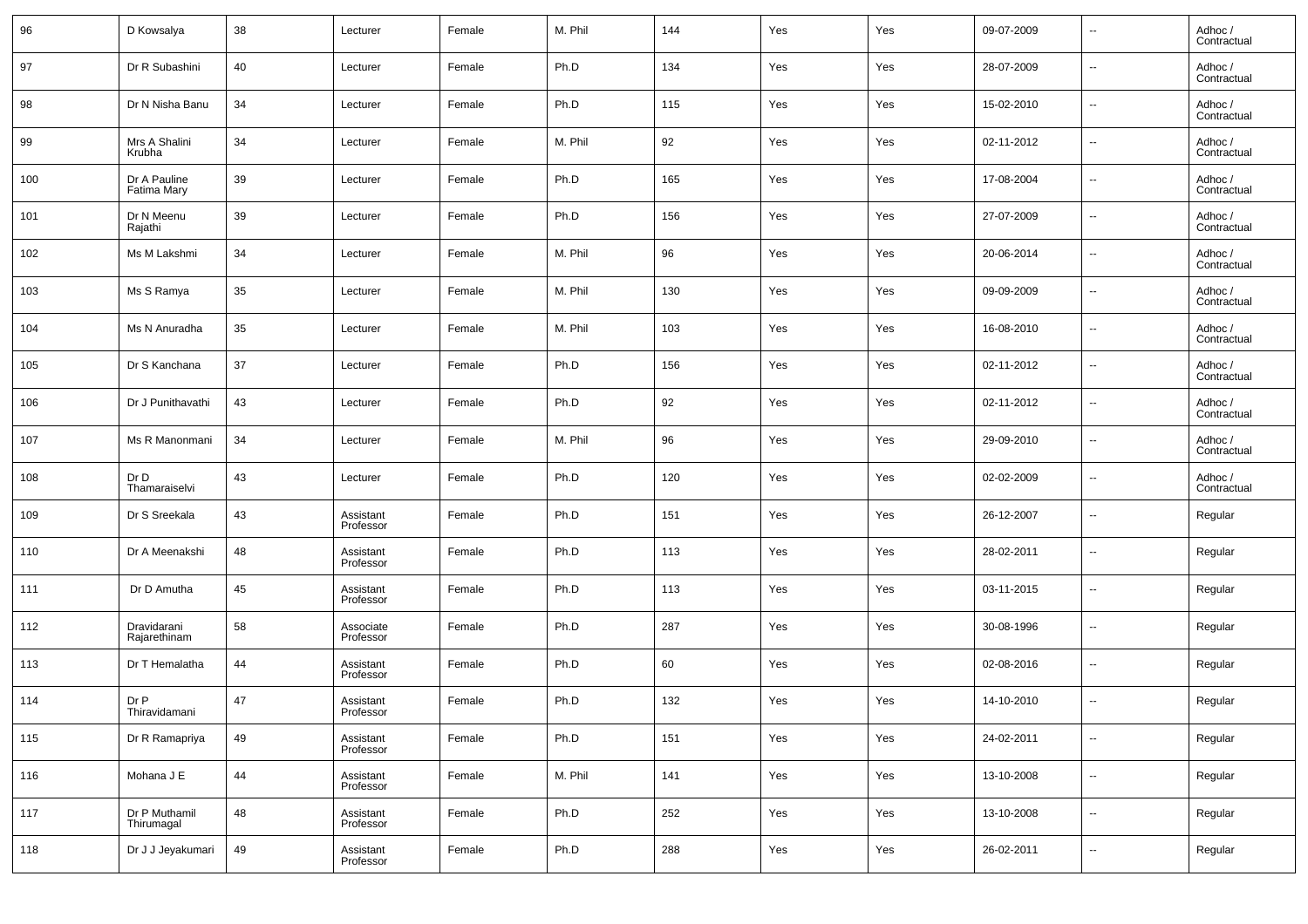| 96 | D Kowsalya | 38 | Lecturer | Female | M. Phil | 144 | Yes | Yes | 09-07-2009 | -- | Adhoc / Contractual |
|---|---|---|---|---|---|---|---|---|---|---|---|
| 97 | Dr R Subashini | 40 | Lecturer | Female | Ph.D | 134 | Yes | Yes | 28-07-2009 | -- | Adhoc / Contractual |
| 98 | Dr N Nisha Banu | 34 | Lecturer | Female | Ph.D | 115 | Yes | Yes | 15-02-2010 | -- | Adhoc / Contractual |
| 99 | Mrs A Shalini Krubha | 34 | Lecturer | Female | M. Phil | 92 | Yes | Yes | 02-11-2012 | -- | Adhoc / Contractual |
| 100 | Dr A Pauline Fatima Mary | 39 | Lecturer | Female | Ph.D | 165 | Yes | Yes | 17-08-2004 | -- | Adhoc / Contractual |
| 101 | Dr N Meenu Rajathi | 39 | Lecturer | Female | Ph.D | 156 | Yes | Yes | 27-07-2009 | -- | Adhoc / Contractual |
| 102 | Ms M Lakshmi | 34 | Lecturer | Female | M. Phil | 96 | Yes | Yes | 20-06-2014 | -- | Adhoc / Contractual |
| 103 | Ms S Ramya | 35 | Lecturer | Female | M. Phil | 130 | Yes | Yes | 09-09-2009 | -- | Adhoc / Contractual |
| 104 | Ms N Anuradha | 35 | Lecturer | Female | M. Phil | 103 | Yes | Yes | 16-08-2010 | -- | Adhoc / Contractual |
| 105 | Dr S Kanchana | 37 | Lecturer | Female | Ph.D | 156 | Yes | Yes | 02-11-2012 | -- | Adhoc / Contractual |
| 106 | Dr J Punithavathi | 43 | Lecturer | Female | Ph.D | 92 | Yes | Yes | 02-11-2012 | -- | Adhoc / Contractual |
| 107 | Ms R Manonmani | 34 | Lecturer | Female | M. Phil | 96 | Yes | Yes | 29-09-2010 | -- | Adhoc / Contractual |
| 108 | Dr D Thamaraiselvi | 43 | Lecturer | Female | Ph.D | 120 | Yes | Yes | 02-02-2009 | -- | Adhoc / Contractual |
| 109 | Dr S Sreekala | 43 | Assistant Professor | Female | Ph.D | 151 | Yes | Yes | 26-12-2007 | -- | Regular |
| 110 | Dr A Meenakshi | 48 | Assistant Professor | Female | Ph.D | 113 | Yes | Yes | 28-02-2011 | -- | Regular |
| 111 | Dr D Amutha | 45 | Assistant Professor | Female | Ph.D | 113 | Yes | Yes | 03-11-2015 | -- | Regular |
| 112 | Dravidarani Rajarethinam | 58 | Associate Professor | Female | Ph.D | 287 | Yes | Yes | 30-08-1996 | -- | Regular |
| 113 | Dr T Hemalatha | 44 | Assistant Professor | Female | Ph.D | 60 | Yes | Yes | 02-08-2016 | -- | Regular |
| 114 | Dr P Thiravidamani | 47 | Assistant Professor | Female | Ph.D | 132 | Yes | Yes | 14-10-2010 | -- | Regular |
| 115 | Dr R Ramapriya | 49 | Assistant Professor | Female | Ph.D | 151 | Yes | Yes | 24-02-2011 | -- | Regular |
| 116 | Mohana J E | 44 | Assistant Professor | Female | M. Phil | 141 | Yes | Yes | 13-10-2008 | -- | Regular |
| 117 | Dr P Muthamil Thirumagal | 48 | Assistant Professor | Female | Ph.D | 252 | Yes | Yes | 13-10-2008 | -- | Regular |
| 118 | Dr J J Jeyakumari | 49 | Assistant Professor | Female | Ph.D | 288 | Yes | Yes | 26-02-2011 | -- | Regular |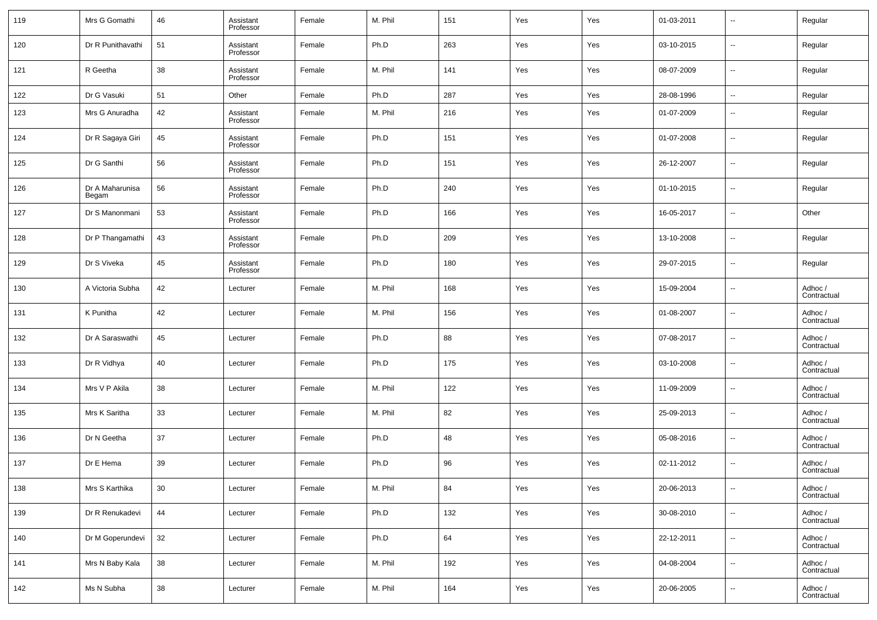| 119 | Mrs G Gomathi | 46 | Assistant Professor | Female | M. Phil | 151 | Yes | Yes | 01-03-2011 | -- | Regular |
|---|---|---|---|---|---|---|---|---|---|---|---|
| 120 | Dr R Punithavathi | 51 | Assistant Professor | Female | Ph.D | 263 | Yes | Yes | 03-10-2015 | -- | Regular |
| 121 | R Geetha | 38 | Assistant Professor | Female | M. Phil | 141 | Yes | Yes | 08-07-2009 | -- | Regular |
| 122 | Dr G Vasuki | 51 | Other | Female | Ph.D | 287 | Yes | Yes | 28-08-1996 | -- | Regular |
| 123 | Mrs G Anuradha | 42 | Assistant Professor | Female | M. Phil | 216 | Yes | Yes | 01-07-2009 | -- | Regular |
| 124 | Dr R Sagaya Giri | 45 | Assistant Professor | Female | Ph.D | 151 | Yes | Yes | 01-07-2008 | -- | Regular |
| 125 | Dr G Santhi | 56 | Assistant Professor | Female | Ph.D | 151 | Yes | Yes | 26-12-2007 | -- | Regular |
| 126 | Dr A Maharunisa Begam | 56 | Assistant Professor | Female | Ph.D | 240 | Yes | Yes | 01-10-2015 | -- | Regular |
| 127 | Dr S Manonmani | 53 | Assistant Professor | Female | Ph.D | 166 | Yes | Yes | 16-05-2017 | -- | Other |
| 128 | Dr P Thangamathi | 43 | Assistant Professor | Female | Ph.D | 209 | Yes | Yes | 13-10-2008 | -- | Regular |
| 129 | Dr S Viveka | 45 | Assistant Professor | Female | Ph.D | 180 | Yes | Yes | 29-07-2015 | -- | Regular |
| 130 | A Victoria Subha | 42 | Lecturer | Female | M. Phil | 168 | Yes | Yes | 15-09-2004 | -- | Adhoc / Contractual |
| 131 | K Punitha | 42 | Lecturer | Female | M. Phil | 156 | Yes | Yes | 01-08-2007 | -- | Adhoc / Contractual |
| 132 | Dr A Saraswathi | 45 | Lecturer | Female | Ph.D | 88 | Yes | Yes | 07-08-2017 | -- | Adhoc / Contractual |
| 133 | Dr R Vidhya | 40 | Lecturer | Female | Ph.D | 175 | Yes | Yes | 03-10-2008 | -- | Adhoc / Contractual |
| 134 | Mrs V P Akila | 38 | Lecturer | Female | M. Phil | 122 | Yes | Yes | 11-09-2009 | -- | Adhoc / Contractual |
| 135 | Mrs K Saritha | 33 | Lecturer | Female | M. Phil | 82 | Yes | Yes | 25-09-2013 | -- | Adhoc / Contractual |
| 136 | Dr N Geetha | 37 | Lecturer | Female | Ph.D | 48 | Yes | Yes | 05-08-2016 | -- | Adhoc / Contractual |
| 137 | Dr E Hema | 39 | Lecturer | Female | Ph.D | 96 | Yes | Yes | 02-11-2012 | -- | Adhoc / Contractual |
| 138 | Mrs S Karthika | 30 | Lecturer | Female | M. Phil | 84 | Yes | Yes | 20-06-2013 | -- | Adhoc / Contractual |
| 139 | Dr R Renukadevi | 44 | Lecturer | Female | Ph.D | 132 | Yes | Yes | 30-08-2010 | -- | Adhoc / Contractual |
| 140 | Dr M Goperundevi | 32 | Lecturer | Female | Ph.D | 64 | Yes | Yes | 22-12-2011 | -- | Adhoc / Contractual |
| 141 | Mrs N Baby Kala | 38 | Lecturer | Female | M. Phil | 192 | Yes | Yes | 04-08-2004 | -- | Adhoc / Contractual |
| 142 | Ms N Subha | 38 | Lecturer | Female | M. Phil | 164 | Yes | Yes | 20-06-2005 | -- | Adhoc / Contractual |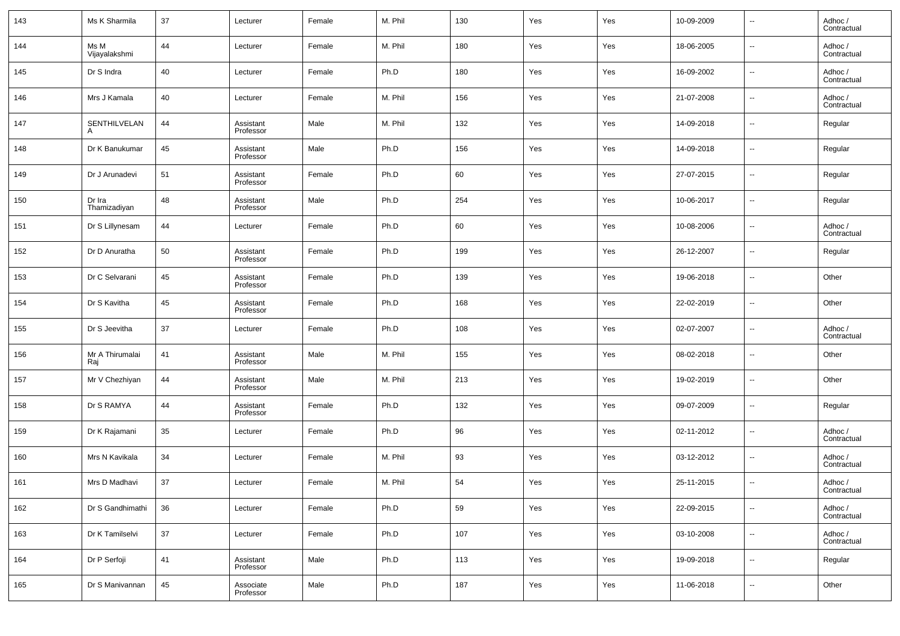| 143 | Ms K Sharmila | 37 | Lecturer | Female | M. Phil | 130 | Yes | Yes | 10-09-2009 | -- | Adhoc / Contractual |
|---|---|---|---|---|---|---|---|---|---|---|---|
| 144 | Ms M Vijayalakshmi | 44 | Lecturer | Female | M. Phil | 180 | Yes | Yes | 18-06-2005 | -- | Adhoc / Contractual |
| 145 | Dr S Indra | 40 | Lecturer | Female | Ph.D | 180 | Yes | Yes | 16-09-2002 | -- | Adhoc / Contractual |
| 146 | Mrs J Kamala | 40 | Lecturer | Female | M. Phil | 156 | Yes | Yes | 21-07-2008 | -- | Adhoc / Contractual |
| 147 | SENTHILVELAN A | 44 | Assistant Professor | Male | M. Phil | 132 | Yes | Yes | 14-09-2018 | -- | Regular |
| 148 | Dr K Banukumar | 45 | Assistant Professor | Male | Ph.D | 156 | Yes | Yes | 14-09-2018 | -- | Regular |
| 149 | Dr J Arunadevi | 51 | Assistant Professor | Female | Ph.D | 60 | Yes | Yes | 27-07-2015 | -- | Regular |
| 150 | Dr Ira Thamizadiyan | 48 | Assistant Professor | Male | Ph.D | 254 | Yes | Yes | 10-06-2017 | -- | Regular |
| 151 | Dr S Lillynesam | 44 | Lecturer | Female | Ph.D | 60 | Yes | Yes | 10-08-2006 | -- | Adhoc / Contractual |
| 152 | Dr D Anuratha | 50 | Assistant Professor | Female | Ph.D | 199 | Yes | Yes | 26-12-2007 | -- | Regular |
| 153 | Dr C Selvarani | 45 | Assistant Professor | Female | Ph.D | 139 | Yes | Yes | 19-06-2018 | -- | Other |
| 154 | Dr S Kavitha | 45 | Assistant Professor | Female | Ph.D | 168 | Yes | Yes | 22-02-2019 | -- | Other |
| 155 | Dr S Jeevitha | 37 | Lecturer | Female | Ph.D | 108 | Yes | Yes | 02-07-2007 | -- | Adhoc / Contractual |
| 156 | Mr A Thirumalai Raj | 41 | Assistant Professor | Male | M. Phil | 155 | Yes | Yes | 08-02-2018 | -- | Other |
| 157 | Mr V Chezhiyan | 44 | Assistant Professor | Male | M. Phil | 213 | Yes | Yes | 19-02-2019 | -- | Other |
| 158 | Dr S RAMYA | 44 | Assistant Professor | Female | Ph.D | 132 | Yes | Yes | 09-07-2009 | -- | Regular |
| 159 | Dr K Rajamani | 35 | Lecturer | Female | Ph.D | 96 | Yes | Yes | 02-11-2012 | -- | Adhoc / Contractual |
| 160 | Mrs N Kavikala | 34 | Lecturer | Female | M. Phil | 93 | Yes | Yes | 03-12-2012 | -- | Adhoc / Contractual |
| 161 | Mrs D Madhavi | 37 | Lecturer | Female | M. Phil | 54 | Yes | Yes | 25-11-2015 | -- | Adhoc / Contractual |
| 162 | Dr S Gandhimathi | 36 | Lecturer | Female | Ph.D | 59 | Yes | Yes | 22-09-2015 | -- | Adhoc / Contractual |
| 163 | Dr K Tamilselvi | 37 | Lecturer | Female | Ph.D | 107 | Yes | Yes | 03-10-2008 | -- | Adhoc / Contractual |
| 164 | Dr P Serfoji | 41 | Assistant Professor | Male | Ph.D | 113 | Yes | Yes | 19-09-2018 | -- | Regular |
| 165 | Dr S Manivannan | 45 | Associate Professor | Male | Ph.D | 187 | Yes | Yes | 11-06-2018 | -- | Other |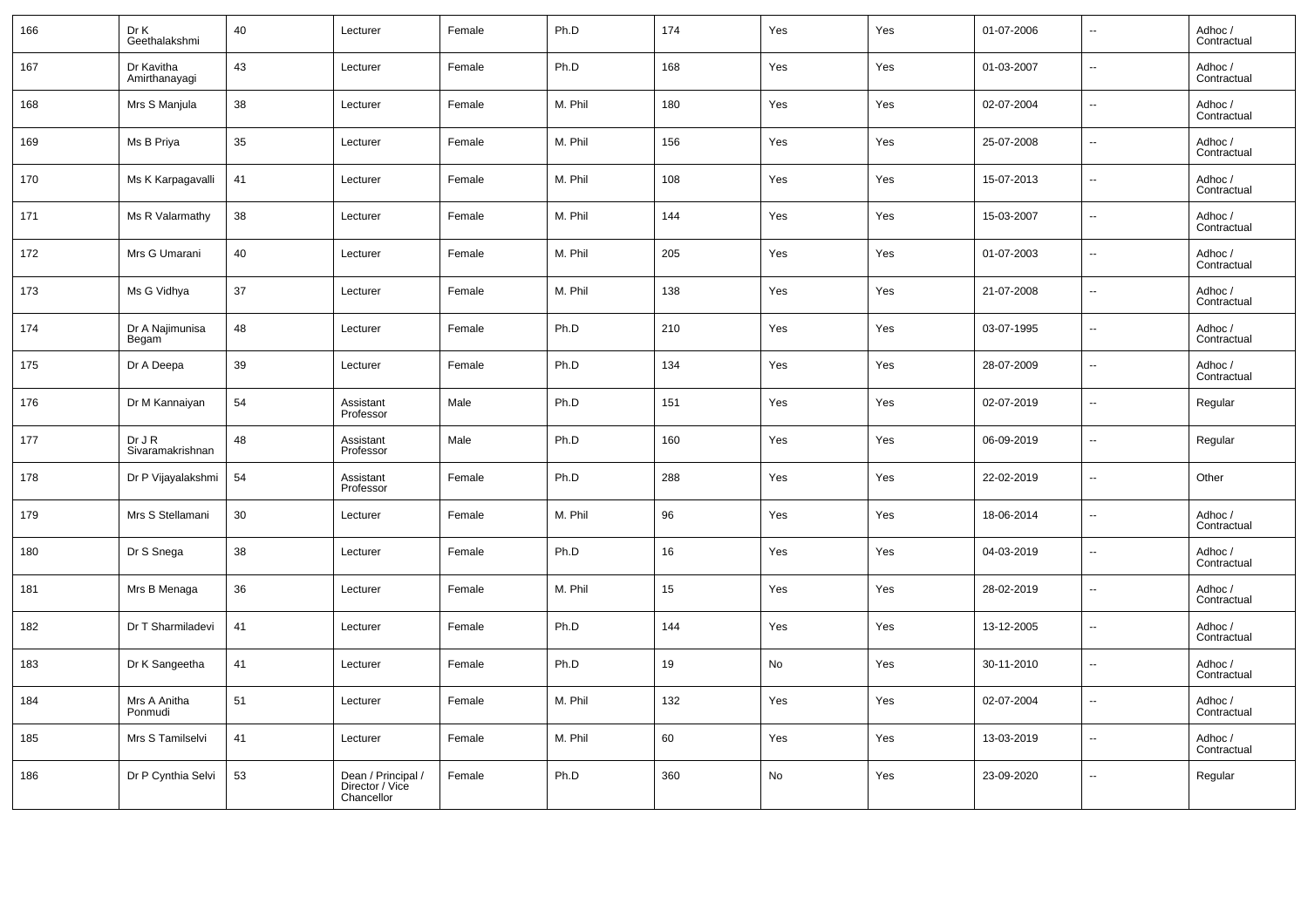| | | | | | | | | | | | |
|---|---|---|---|---|---|---|---|---|---|---|---|
| 166 | Dr K Geethalakshmi | 40 | Lecturer | Female | Ph.D | 174 | Yes | Yes | 01-07-2006 | -- | Adhoc / Contractual |
| 167 | Dr Kavitha Amirthanayagi | 43 | Lecturer | Female | Ph.D | 168 | Yes | Yes | 01-03-2007 | -- | Adhoc / Contractual |
| 168 | Mrs S Manjula | 38 | Lecturer | Female | M. Phil | 180 | Yes | Yes | 02-07-2004 | -- | Adhoc / Contractual |
| 169 | Ms B Priya | 35 | Lecturer | Female | M. Phil | 156 | Yes | Yes | 25-07-2008 | -- | Adhoc / Contractual |
| 170 | Ms K Karpagavalli | 41 | Lecturer | Female | M. Phil | 108 | Yes | Yes | 15-07-2013 | -- | Adhoc / Contractual |
| 171 | Ms R Valarmathy | 38 | Lecturer | Female | M. Phil | 144 | Yes | Yes | 15-03-2007 | -- | Adhoc / Contractual |
| 172 | Mrs G Umarani | 40 | Lecturer | Female | M. Phil | 205 | Yes | Yes | 01-07-2003 | -- | Adhoc / Contractual |
| 173 | Ms G Vidhya | 37 | Lecturer | Female | M. Phil | 138 | Yes | Yes | 21-07-2008 | -- | Adhoc / Contractual |
| 174 | Dr A Najimunisa Begam | 48 | Lecturer | Female | Ph.D | 210 | Yes | Yes | 03-07-1995 | -- | Adhoc / Contractual |
| 175 | Dr A Deepa | 39 | Lecturer | Female | Ph.D | 134 | Yes | Yes | 28-07-2009 | -- | Adhoc / Contractual |
| 176 | Dr M Kannaiyan | 54 | Assistant Professor | Male | Ph.D | 151 | Yes | Yes | 02-07-2019 | -- | Regular |
| 177 | Dr J R Sivaramakrishnan | 48 | Assistant Professor | Male | Ph.D | 160 | Yes | Yes | 06-09-2019 | -- | Regular |
| 178 | Dr P Vijayalakshmi | 54 | Assistant Professor | Female | Ph.D | 288 | Yes | Yes | 22-02-2019 | -- | Other |
| 179 | Mrs S Stellamani | 30 | Lecturer | Female | M. Phil | 96 | Yes | Yes | 18-06-2014 | -- | Adhoc / Contractual |
| 180 | Dr S Snega | 38 | Lecturer | Female | Ph.D | 16 | Yes | Yes | 04-03-2019 | -- | Adhoc / Contractual |
| 181 | Mrs B Menaga | 36 | Lecturer | Female | M. Phil | 15 | Yes | Yes | 28-02-2019 | -- | Adhoc / Contractual |
| 182 | Dr T Sharmiladevi | 41 | Lecturer | Female | Ph.D | 144 | Yes | Yes | 13-12-2005 | -- | Adhoc / Contractual |
| 183 | Dr K Sangeetha | 41 | Lecturer | Female | Ph.D | 19 | No | Yes | 30-11-2010 | -- | Adhoc / Contractual |
| 184 | Mrs A Anitha Ponmudi | 51 | Lecturer | Female | M. Phil | 132 | Yes | Yes | 02-07-2004 | -- | Adhoc / Contractual |
| 185 | Mrs S Tamilselvi | 41 | Lecturer | Female | M. Phil | 60 | Yes | Yes | 13-03-2019 | -- | Adhoc / Contractual |
| 186 | Dr P Cynthia Selvi | 53 | Dean / Principal / Director / Vice Chancellor | Female | Ph.D | 360 | No | Yes | 23-09-2020 | -- | Regular |